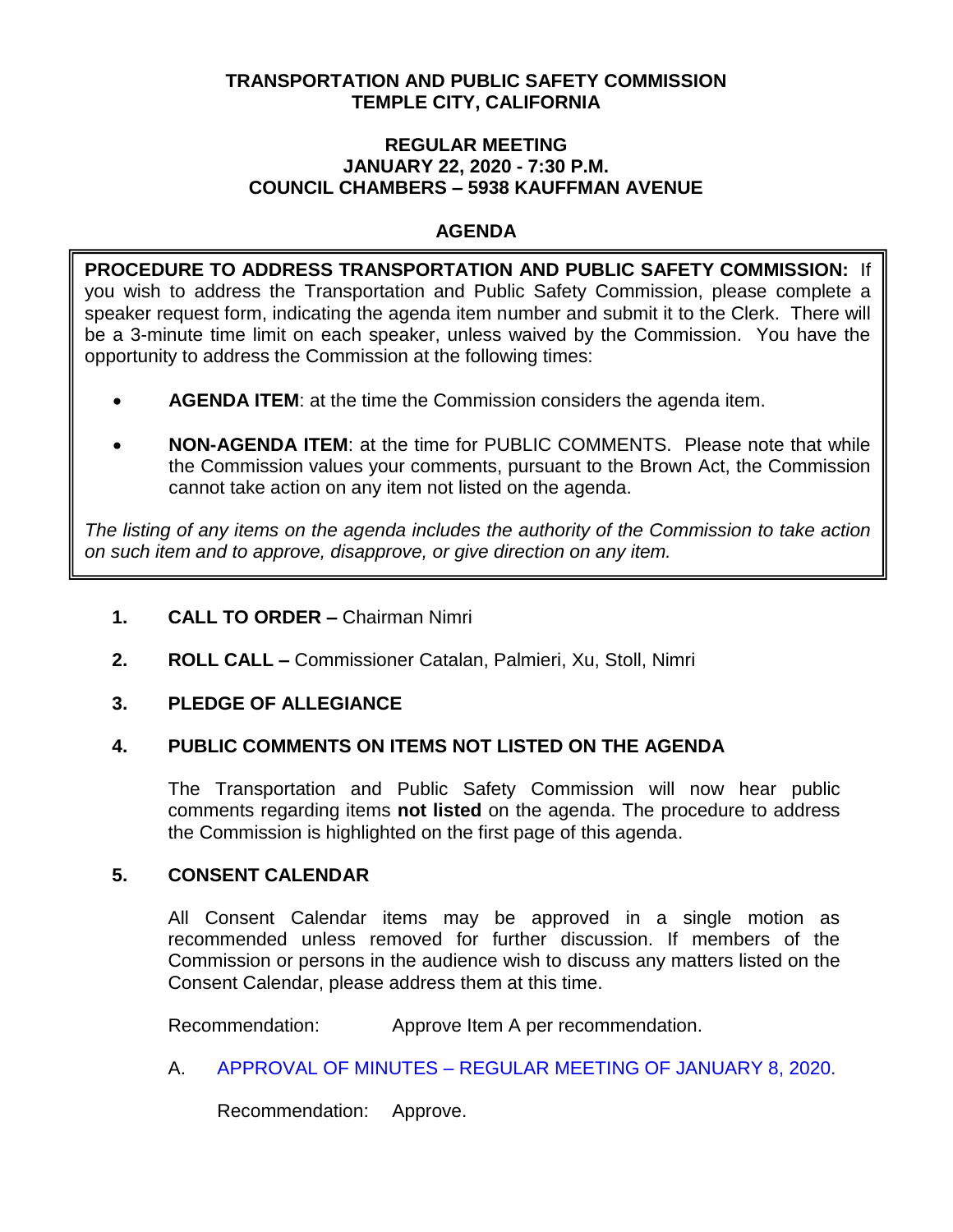**TRANSPORTATION AND PUBLIC SAFETY COMMISSION**
**TEMPLE CITY, CALIFORNIA**

**REGULAR MEETING**
**JANUARY 22, 2020 - 7:30 P.M.**
**COUNCIL CHAMBERS – 5938 KAUFFMAN AVENUE**

## AGENDA

**PROCEDURE TO ADDRESS TRANSPORTATION AND PUBLIC SAFETY COMMISSION:** If you wish to address the Transportation and Public Safety Commission, please complete a speaker request form, indicating the agenda item number and submit it to the Clerk. There will be a 3-minute time limit on each speaker, unless waived by the Commission. You have the opportunity to address the Commission at the following times:

- **AGENDA ITEM**: at the time the Commission considers the agenda item.
- **NON-AGENDA ITEM**: at the time for PUBLIC COMMENTS. Please note that while the Commission values your comments, pursuant to the Brown Act, the Commission cannot take action on any item not listed on the agenda.

*The listing of any items on the agenda includes the authority of the Commission to take action on such item and to approve, disapprove, or give direction on any item.*

**1. CALL TO ORDER –** Chairman Nimri

**2. ROLL CALL –** Commissioner Catalan, Palmieri, Xu, Stoll, Nimri

**3. PLEDGE OF ALLEGIANCE**

**4. PUBLIC COMMENTS ON ITEMS NOT LISTED ON THE AGENDA**

The Transportation and Public Safety Commission will now hear public comments regarding items **not listed** on the agenda. The procedure to address the Commission is highlighted on the first page of this agenda.

**5. CONSENT CALENDAR**

All Consent Calendar items may be approved in a single motion as recommended unless removed for further discussion. If members of the Commission or persons in the audience wish to discuss any matters listed on the Consent Calendar, please address them at this time.

Recommendation: Approve Item A per recommendation.

A. APPROVAL OF MINUTES – REGULAR MEETING OF JANUARY 8, 2020.

Recommendation: Approve.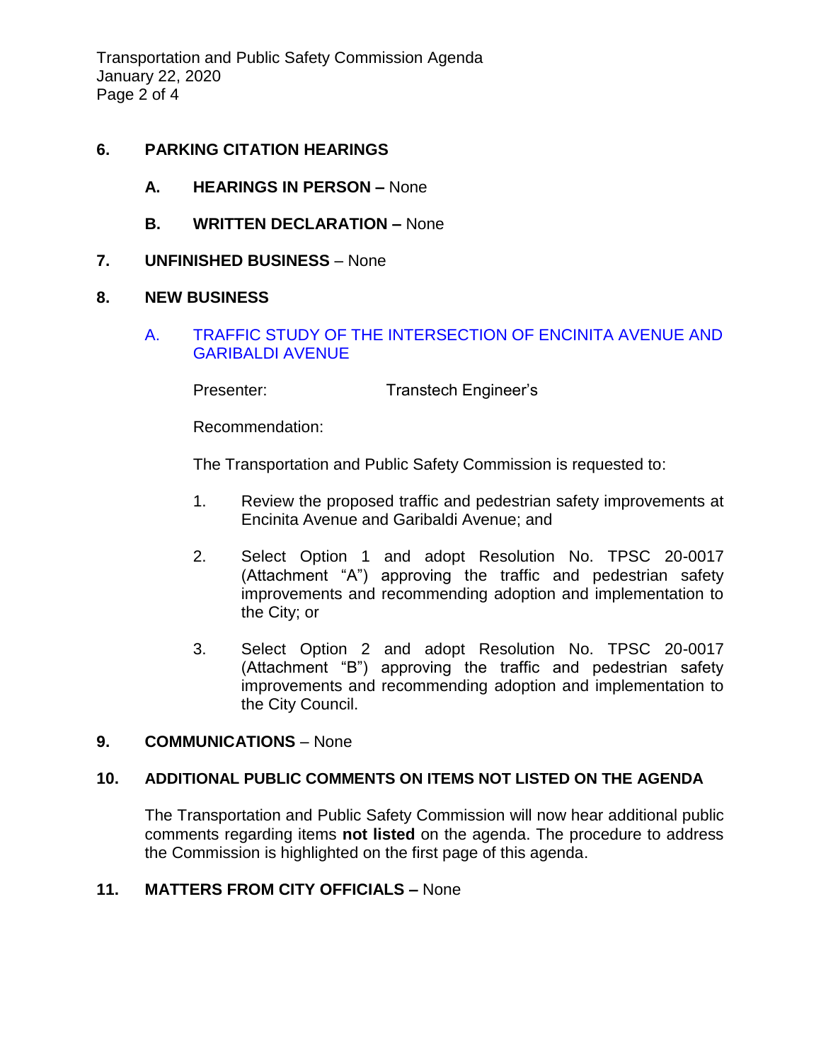## 6. PARKING CITATION HEARINGS

**A. HEARINGS IN PERSON –** None

**B. WRITTEN DECLARATION –** None

## 7. UNFINISHED BUSINESS – None

## 8. NEW BUSINESS

### A. TRAFFIC STUDY OF THE INTERSECTION OF ENCINITA AVENUE AND GARIBALDI AVENUE

Presenter: Transtech Engineer's

Recommendation:

The Transportation and Public Safety Commission is requested to:

1. Review the proposed traffic and pedestrian safety improvements at Encinita Avenue and Garibaldi Avenue; and
2. Select Option 1 and adopt Resolution No. TPSC 20-0017 (Attachment "A") approving the traffic and pedestrian safety improvements and recommending adoption and implementation to the City; or
3. Select Option 2 and adopt Resolution No. TPSC 20-0017 (Attachment "B") approving the traffic and pedestrian safety improvements and recommending adoption and implementation to the City Council.

## 9. COMMUNICATIONS – None

## 10. ADDITIONAL PUBLIC COMMENTS ON ITEMS NOT LISTED ON THE AGENDA

The Transportation and Public Safety Commission will now hear additional public comments regarding items **not listed** on the agenda. The procedure to address the Commission is highlighted on the first page of this agenda.

## 11. MATTERS FROM CITY OFFICIALS – None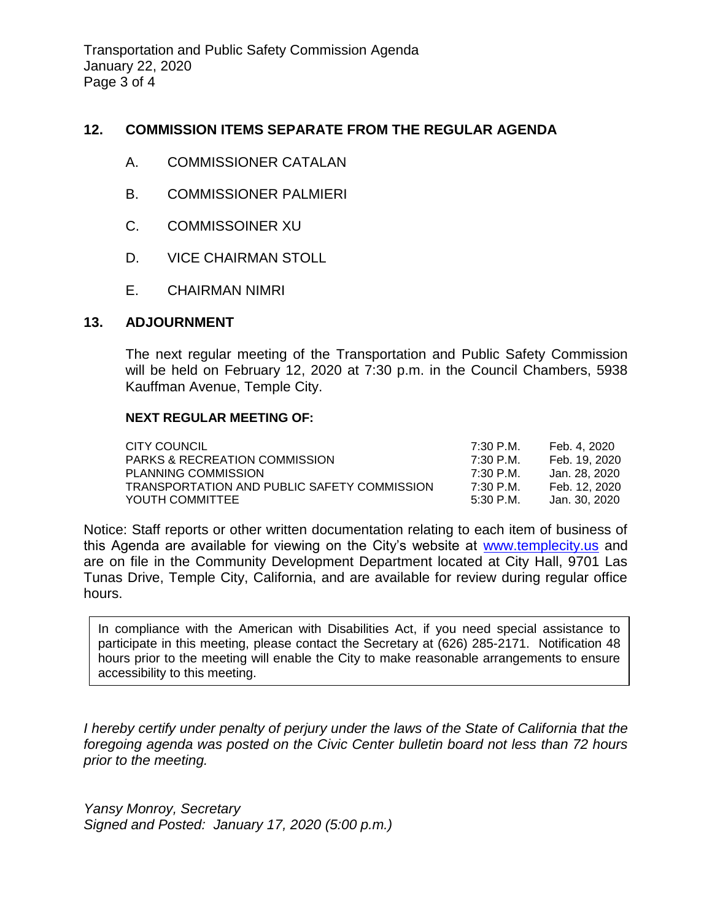## 12. COMMISSION ITEMS SEPARATE FROM THE REGULAR AGENDA

A. COMMISSIONER CATALAN

B. COMMISSIONER PALMIERI

C. COMMISSOINER XU

D. VICE CHAIRMAN STOLL

E. CHAIRMAN NIMRI

## 13. ADJOURNMENT

The next regular meeting of the Transportation and Public Safety Commission will be held on February 12, 2020 at 7:30 p.m. in the Council Chambers, 5938 Kauffman Avenue, Temple City.

**NEXT REGULAR MEETING OF:**

| | | |
|---|---|---|
| CITY COUNCIL | 7:30 P.M. | Feb. 4, 2020 |
| PARKS & RECREATION COMMISSION | 7:30 P.M. | Feb. 19, 2020 |
| PLANNING COMMISSION | 7:30 P.M. | Jan. 28, 2020 |
| TRANSPORTATION AND PUBLIC SAFETY COMMISSION | 7:30 P.M. | Feb. 12, 2020 |
| YOUTH COMMITTEE | 5:30 P.M. | Jan. 30, 2020 |

Notice: Staff reports or other written documentation relating to each item of business of this Agenda are available for viewing on the City's website at www.templecity.us and are on file in the Community Development Department located at City Hall, 9701 Las Tunas Drive, Temple City, California, and are available for review during regular office hours.

> In compliance with the American with Disabilities Act, if you need special assistance to participate in this meeting, please contact the Secretary at (626) 285-2171. Notification 48 hours prior to the meeting will enable the City to make reasonable arrangements to ensure accessibility to this meeting.

*I hereby certify under penalty of perjury under the laws of the State of California that the foregoing agenda was posted on the Civic Center bulletin board not less than 72 hours prior to the meeting.*

*Yansy Monroy, Secretary*
*Signed and Posted: January 17, 2020 (5:00 p.m.)*